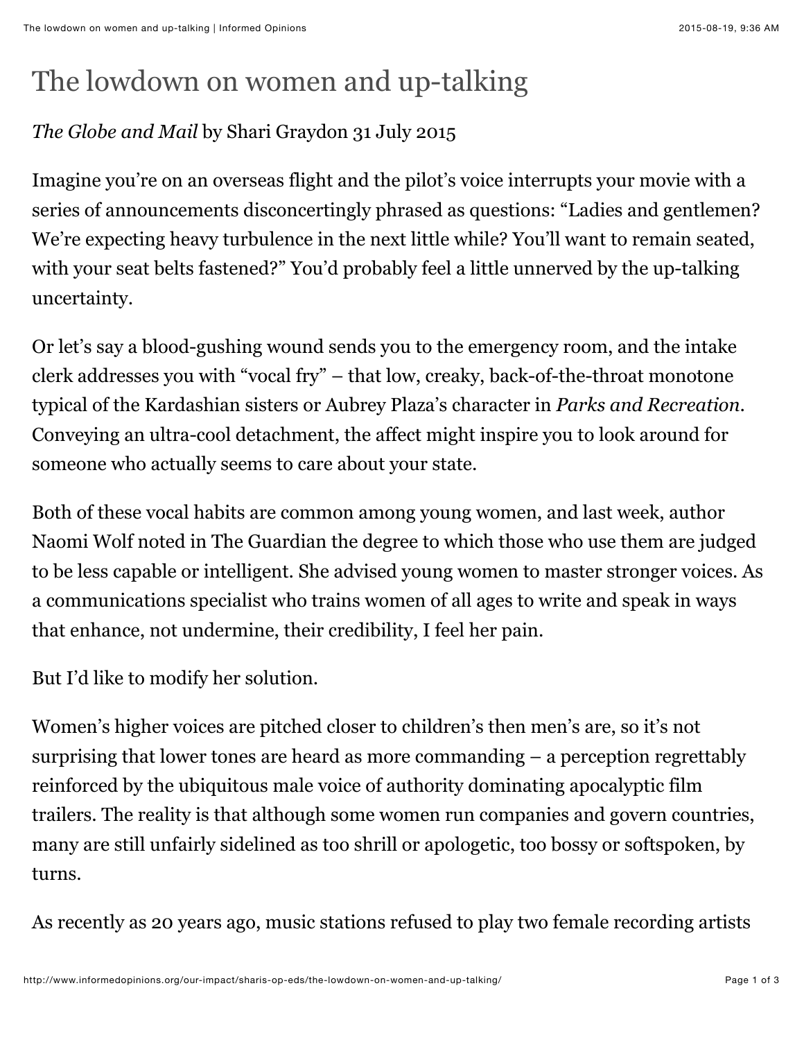# The lowdown on women and up-talking

*The Globe and Mail* by Shari Graydon 31 July 2015

Imagine you're on an overseas flight and the pilot's voice interrupts your movie with a series of announcements disconcertingly phrased as questions: "Ladies and gentlemen? We're expecting heavy turbulence in the next little while? You'll want to remain seated, with your seat belts fastened?" You'd probably feel a little unnerved by the up-talking uncertainty.

Or let's say a blood-gushing wound sends you to the emergency room, and the intake clerk addresses you with "vocal fry" – that low, creaky, back-of-the-throat monotone typical of the Kardashian sisters or Aubrey Plaza's character in *Parks and Recreation*. Conveying an ultra-cool detachment, the affect might inspire you to look around for someone who actually seems to care about your state.

Both of these vocal habits are common among young women, and last week, author Naomi Wolf noted in The Guardian the degree to which those who use them are judged to be less capable or intelligent. She advised young women to master stronger voices. As a communications specialist who trains women of all ages to write and speak in ways that enhance, not undermine, their credibility, I feel her pain.

But I'd like to modify her solution.

Women's higher voices are pitched closer to children's then men's are, so it's not surprising that lower tones are heard as more commanding – a perception regrettably reinforced by the ubiquitous male voice of authority dominating apocalyptic film trailers. The reality is that although some women run companies and govern countries, many are still unfairly sidelined as too shrill or apologetic, too bossy or softspoken, by turns.

As recently as 20 years ago, music stations refused to play two female recording artists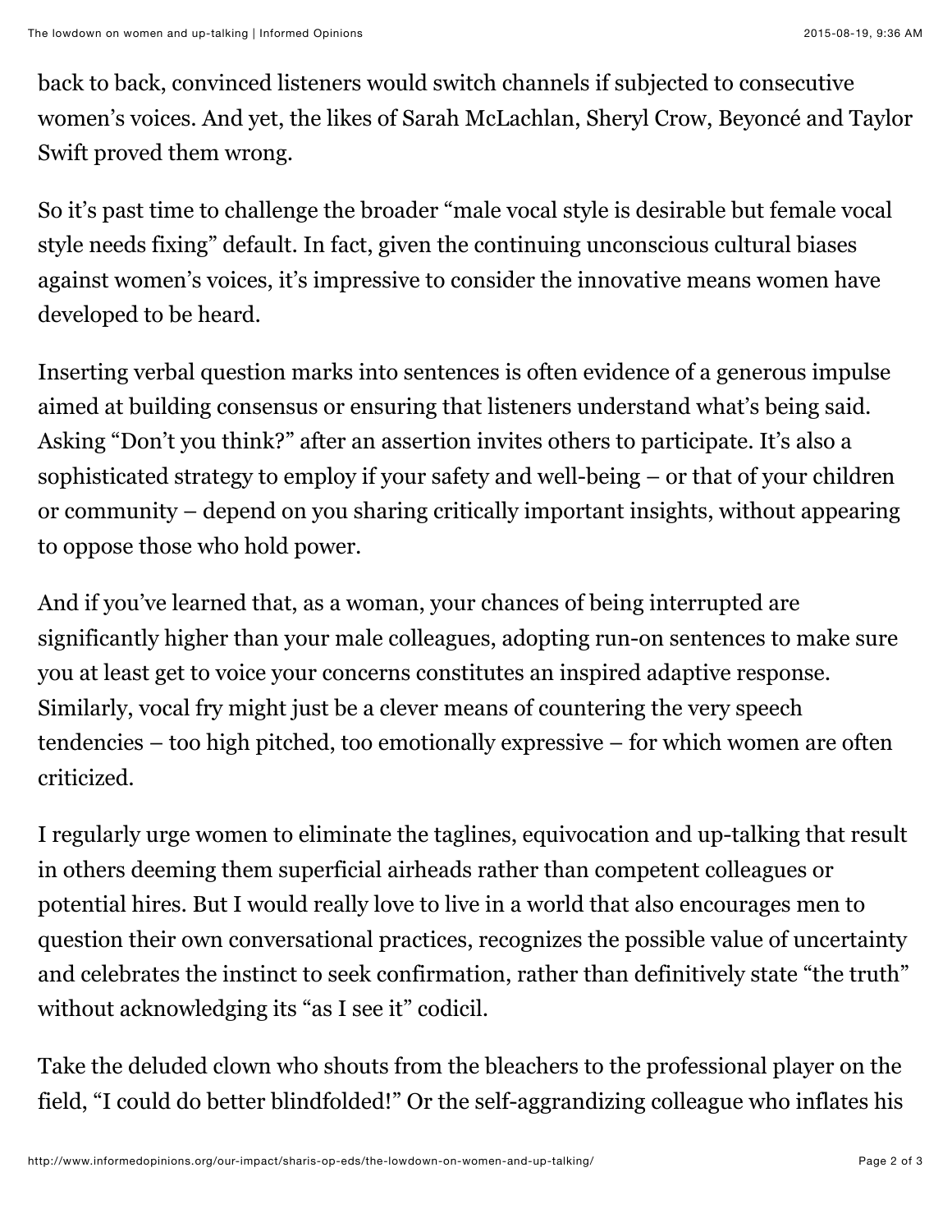back to back, convinced listeners would switch channels if subjected to consecutive women's voices. And yet, the likes of Sarah McLachlan, Sheryl Crow, Beyoncé and Taylor Swift proved them wrong.

So it's past time to challenge the broader "male vocal style is desirable but female vocal style needs fixing" default. In fact, given the continuing unconscious cultural biases against women's voices, it's impressive to consider the innovative means women have developed to be heard.

Inserting verbal question marks into sentences is often evidence of a generous impulse aimed at building consensus or ensuring that listeners understand what's being said. Asking "Don't you think?" after an assertion invites others to participate. It's also a sophisticated strategy to employ if your safety and well-being – or that of your children or community – depend on you sharing critically important insights, without appearing to oppose those who hold power.

And if you've learned that, as a woman, your chances of being interrupted are significantly higher than your male colleagues, adopting run-on sentences to make sure you at least get to voice your concerns constitutes an inspired adaptive response. Similarly, vocal fry might just be a clever means of countering the very speech tendencies – too high pitched, too emotionally expressive – for which women are often criticized.

I regularly urge women to eliminate the taglines, equivocation and up-talking that result in others deeming them superficial airheads rather than competent colleagues or potential hires. But I would really love to live in a world that also encourages men to question their own conversational practices, recognizes the possible value of uncertainty and celebrates the instinct to seek confirmation, rather than definitively state "the truth" without acknowledging its "as I see it" codicil.

Take the deluded clown who shouts from the bleachers to the professional player on the field, "I could do better blindfolded!" Or the self-aggrandizing colleague who inflates his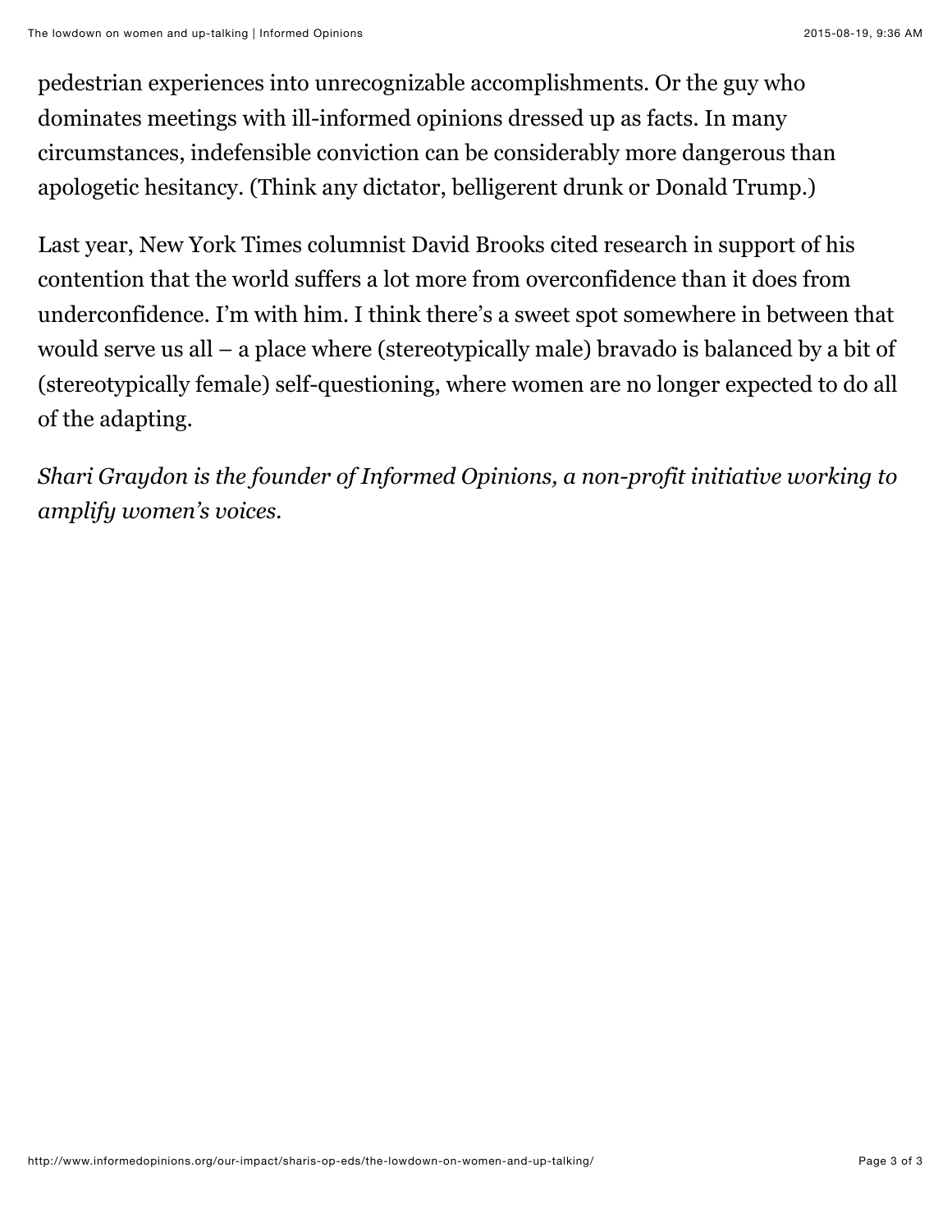pedestrian experiences into unrecognizable accomplishments. Or the guy who dominates meetings with ill-informed opinions dressed up as facts. In many circumstances, indefensible conviction can be considerably more dangerous than apologetic hesitancy. (Think any dictator, belligerent drunk or Donald Trump.)

Last year, New York Times columnist David Brooks cited research in support of his contention that the world suffers a lot more from overconfidence than it does from underconfidence. I'm with him. I think there's a sweet spot somewhere in between that would serve us all – a place where (stereotypically male) bravado is balanced by a bit of (stereotypically female) self-questioning, where women are no longer expected to do all of the adapting.

*Shari Graydon is the founder of Informed Opinions, a non-profit initiative working to amplify women's voices.*